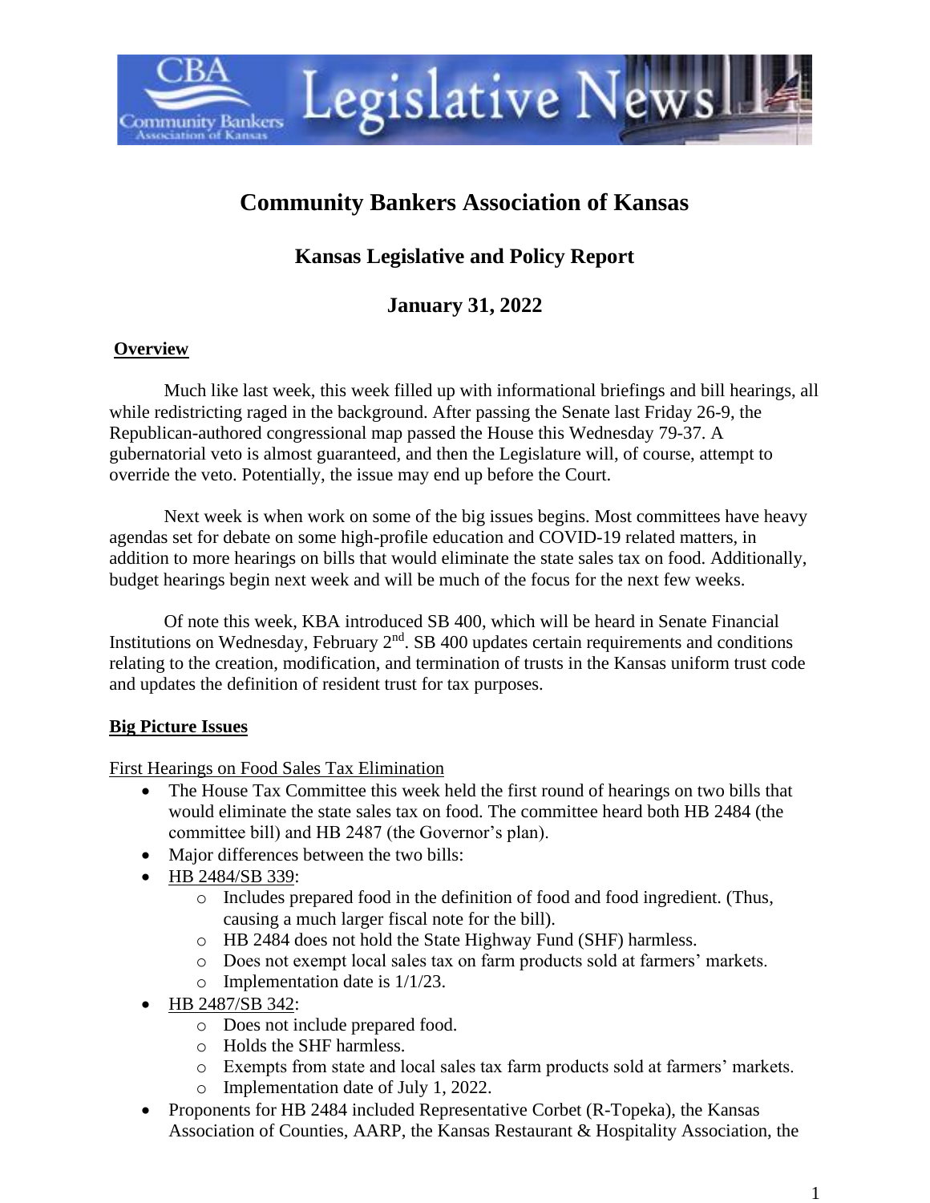# Community Bankers Association of Kansas

## Kansas Legislative and Policy Report

## January 31, 2022

**Overview**

Much like last week, this week filled up with informational briefings and bill hearings, all while redistricting raged in the background. After passing the Senate last Friday 26-9, the Republican-authored congressional map passed the House this Wednesday 79-37. A gubernatorial veto is almost guaranteed, and then the Legislature will, of course, attempt to override the veto. Potentially, the issue may end up before the Court.

Next week is when work on some of the big issues begins. Most committees have heavy agendas set for debate on some high-profile education and COVID-19 related matters, in addition to more hearings on bills that would eliminate the state sales tax on food. Additionally, budget hearings begin next week and will be much of the focus for the next few weeks.

Of note this week, KBA introduced SB 400, which will be heard in Senate Financial Institutions on Wednesday, February 2nd. SB 400 updates certain requirements and conditions relating to the creation, modification, and termination of trusts in the Kansas uniform trust code and updates the definition of resident trust for tax purposes.

**Big Picture Issues**

First Hearings on Food Sales Tax Elimination

- The House Tax Committee this week held the first round of hearings on two bills that would eliminate the state sales tax on food. The committee heard both HB 2484 (the committee bill) and HB 2487 (the Governor's plan).
- Major differences between the two bills:
- HB 2484/SB 339:
  - Includes prepared food in the definition of food and food ingredient. (Thus, causing a much larger fiscal note for the bill).
  - HB 2484 does not hold the State Highway Fund (SHF) harmless.
  - Does not exempt local sales tax on farm products sold at farmers' markets.
  - Implementation date is 1/1/23.
- HB 2487/SB 342:
  - Does not include prepared food.
  - Holds the SHF harmless.
  - Exempts from state and local sales tax farm products sold at farmers' markets.
  - Implementation date of July 1, 2022.
- Proponents for HB 2484 included Representative Corbet (R-Topeka), the Kansas Association of Counties, AARP, the Kansas Restaurant & Hospitality Association, the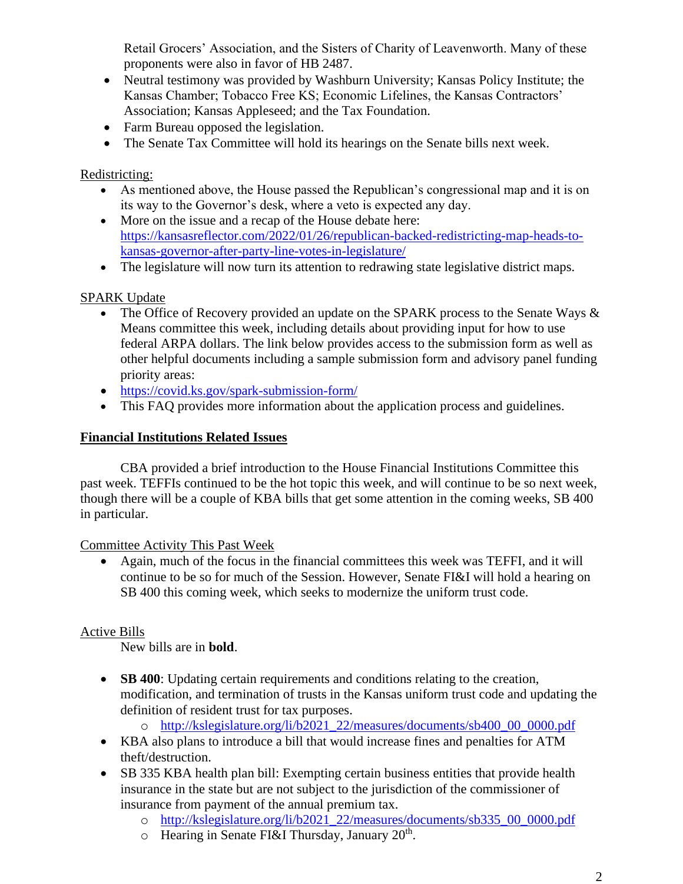Retail Grocers' Association, and the Sisters of Charity of Leavenworth. Many of these proponents were also in favor of HB 2487.

- Neutral testimony was provided by Washburn University; Kansas Policy Institute; the Kansas Chamber; Tobacco Free KS; Economic Lifelines, the Kansas Contractors' Association; Kansas Appleseed; and the Tax Foundation.
- Farm Bureau opposed the legislation.
- The Senate Tax Committee will hold its hearings on the Senate bills next week.

<u>Redistricting:</u>

- As mentioned above, the House passed the Republican's congressional map and it is on its way to the Governor's desk, where a veto is expected any day.
- More on the issue and a recap of the House debate here: https://kansasreflector.com/2022/01/26/republican-backed-redistricting-map-heads-to-kansas-governor-after-party-line-votes-in-legislature/
- The legislature will now turn its attention to redrawing state legislative district maps.

<u>SPARK Update</u>

- The Office of Recovery provided an update on the SPARK process to the Senate Ways & Means committee this week, including details about providing input for how to use federal ARPA dollars. The link below provides access to the submission form as well as other helpful documents including a sample submission form and advisory panel funding priority areas:
- https://covid.ks.gov/spark-submission-form/
- This FAQ provides more information about the application process and guidelines.

## Financial Institutions Related Issues

CBA provided a brief introduction to the House Financial Institutions Committee this past week. TEFFIs continued to be the hot topic this week, and will continue to be so next week, though there will be a couple of KBA bills that get some attention in the coming weeks, SB 400 in particular.

<u>Committee Activity This Past Week</u>

- Again, much of the focus in the financial committees this week was TEFFI, and it will continue to be so for much of the Session. However, Senate FI&I will hold a hearing on SB 400 this coming week, which seeks to modernize the uniform trust code.

<u>Active Bills</u>

New bills are in **bold**.

- **SB 400**: Updating certain requirements and conditions relating to the creation, modification, and termination of trusts in the Kansas uniform trust code and updating the definition of resident trust for tax purposes.
  - http://kslegislature.org/li/b2021_22/measures/documents/sb400_00_0000.pdf
- KBA also plans to introduce a bill that would increase fines and penalties for ATM theft/destruction.
- SB 335 KBA health plan bill: Exempting certain business entities that provide health insurance in the state but are not subject to the jurisdiction of the commissioner of insurance from payment of the annual premium tax.
  - http://kslegislature.org/li/b2021_22/measures/documents/sb335_00_0000.pdf
  - Hearing in Senate FI&I Thursday, January 20th.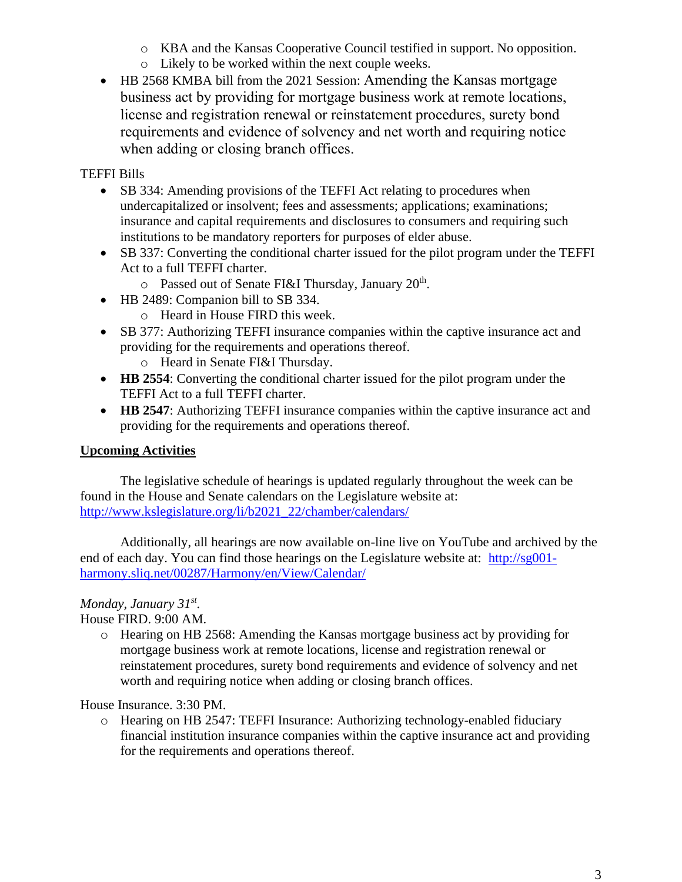- KBA and the Kansas Cooperative Council testified in support. No opposition.
  - Likely to be worked within the next couple weeks.
- HB 2568 KMBA bill from the 2021 Session: Amending the Kansas mortgage business act by providing for mortgage business work at remote locations, license and registration renewal or reinstatement procedures, surety bond requirements and evidence of solvency and net worth and requiring notice when adding or closing branch offices.

TEFFI Bills

- SB 334: Amending provisions of the TEFFI Act relating to procedures when undercapitalized or insolvent; fees and assessments; applications; examinations; insurance and capital requirements and disclosures to consumers and requiring such institutions to be mandatory reporters for purposes of elder abuse.
- SB 337: Converting the conditional charter issued for the pilot program under the TEFFI Act to a full TEFFI charter.
  - Passed out of Senate FI&I Thursday, January 20th.
- HB 2489: Companion bill to SB 334.
  - Heard in House FIRD this week.
- SB 377: Authorizing TEFFI insurance companies within the captive insurance act and providing for the requirements and operations thereof.
  - Heard in Senate FI&I Thursday.
- **HB 2554**: Converting the conditional charter issued for the pilot program under the TEFFI Act to a full TEFFI charter.
- **HB 2547**: Authorizing TEFFI insurance companies within the captive insurance act and providing for the requirements and operations thereof.

**Upcoming Activities**

The legislative schedule of hearings is updated regularly throughout the week can be found in the House and Senate calendars on the Legislature website at: http://www.kslegislature.org/li/b2021_22/chamber/calendars/

Additionally, all hearings are now available on-line live on YouTube and archived by the end of each day. You can find those hearings on the Legislature website at: http://sg001-harmony.sliq.net/00287/Harmony/en/View/Calendar/

*Monday, January 31st.*

House FIRD. 9:00 AM.

- Hearing on HB 2568: Amending the Kansas mortgage business act by providing for mortgage business work at remote locations, license and registration renewal or reinstatement procedures, surety bond requirements and evidence of solvency and net worth and requiring notice when adding or closing branch offices.

House Insurance. 3:30 PM.

- Hearing on HB 2547: TEFFI Insurance: Authorizing technology-enabled fiduciary financial institution insurance companies within the captive insurance act and providing for the requirements and operations thereof.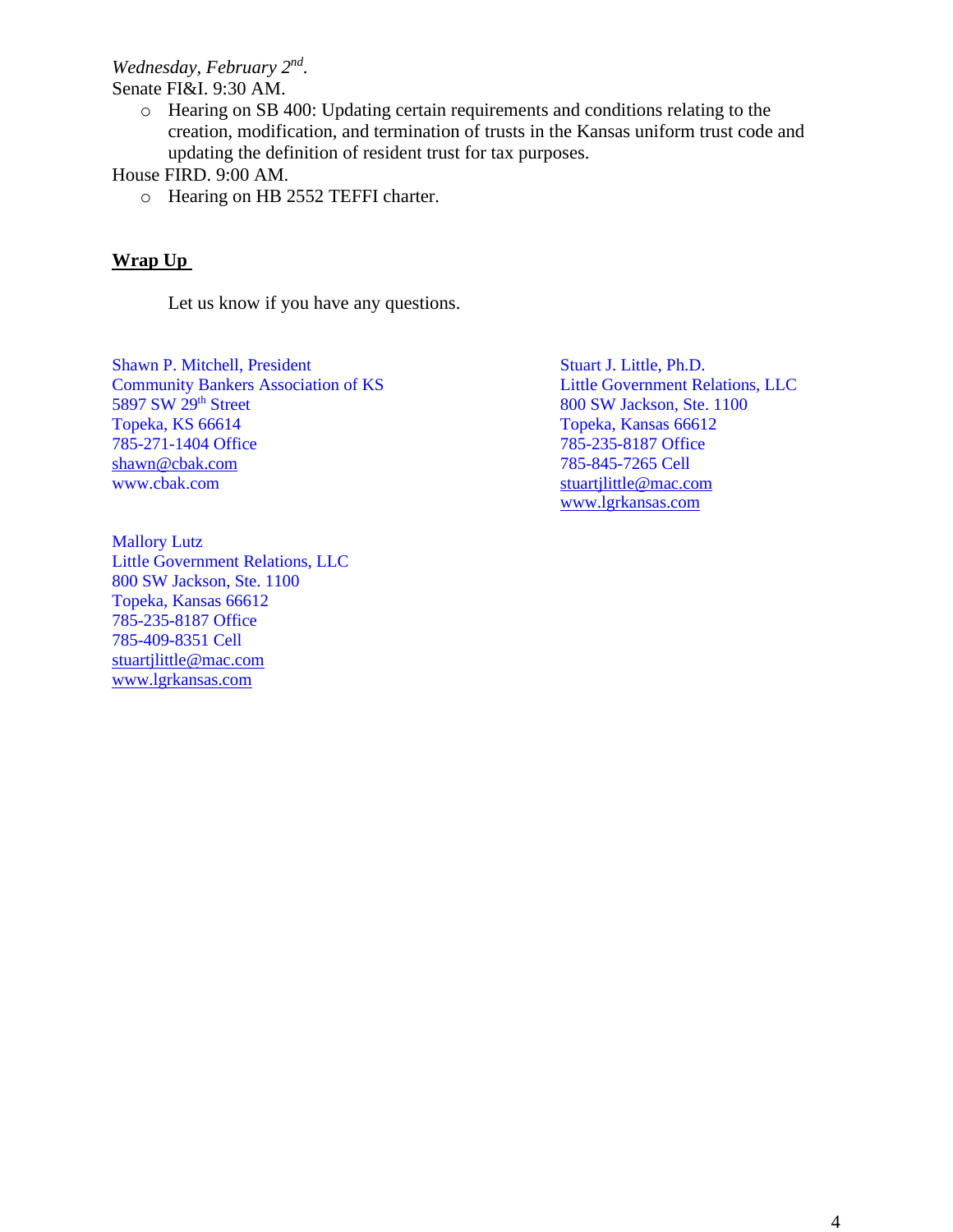*Wednesday, February 2nd.*
Senate FI&I. 9:30 AM.

- Hearing on SB 400: Updating certain requirements and conditions relating to the creation, modification, and termination of trusts in the Kansas uniform trust code and updating the definition of resident trust for tax purposes.

House FIRD. 9:00 AM.

- Hearing on HB 2552 TEFFI charter.

## Wrap Up

Let us know if you have any questions.

Shawn P. Mitchell, President
Community Bankers Association of KS
5897 SW 29th Street
Topeka, KS 66614
785-271-1404 Office
shawn@cbak.com
www.cbak.com

Stuart J. Little, Ph.D.
Little Government Relations, LLC
800 SW Jackson, Ste. 1100
Topeka, Kansas 66612
785-235-8187 Office
785-845-7265 Cell
stuartjlittle@mac.com
www.lgrkansas.com

Mallory Lutz
Little Government Relations, LLC
800 SW Jackson, Ste. 1100
Topeka, Kansas 66612
785-235-8187 Office
785-409-8351 Cell
stuartjlittle@mac.com
www.lgrkansas.com